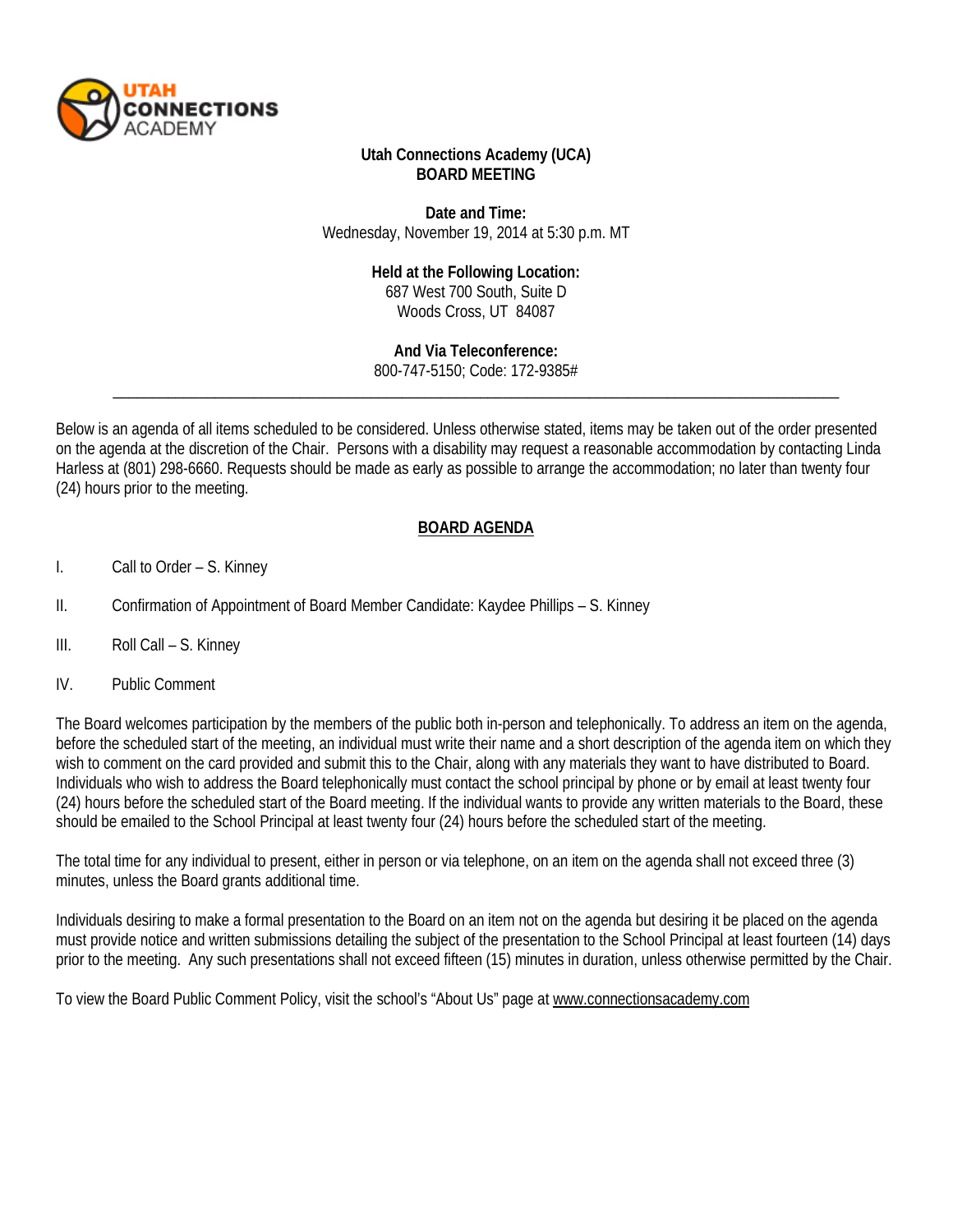**Utah Connections Academy (UCA)**
**BOARD MEETING**

**Date and Time:**
Wednesday, November 19, 2014 at 5:30 p.m. MT

**Held at the Following Location:**
687 West 700 South, Suite D
Woods Cross, UT 84087

**And Via Teleconference:**
800-747-5150; Code: 172-9385#

---

Below is an agenda of all items scheduled to be considered. Unless otherwise stated, items may be taken out of the order presented on the agenda at the discretion of the Chair. Persons with a disability may request a reasonable accommodation by contacting Linda Harless at (801) 298-6660. Requests should be made as early as possible to arrange the accommodation; no later than twenty four (24) hours prior to the meeting.

## BOARD AGENDA

I. Call to Order – S. Kinney

II. Confirmation of Appointment of Board Member Candidate: Kaydee Phillips – S. Kinney

III. Roll Call – S. Kinney

IV. Public Comment

The Board welcomes participation by the members of the public both in-person and telephonically. To address an item on the agenda, before the scheduled start of the meeting, an individual must write their name and a short description of the agenda item on which they wish to comment on the card provided and submit this to the Chair, along with any materials they want to have distributed to Board. Individuals who wish to address the Board telephonically must contact the school principal by phone or by email at least twenty four (24) hours before the scheduled start of the Board meeting. If the individual wants to provide any written materials to the Board, these should be emailed to the School Principal at least twenty four (24) hours before the scheduled start of the meeting.

The total time for any individual to present, either in person or via telephone, on an item on the agenda shall not exceed three (3) minutes, unless the Board grants additional time.

Individuals desiring to make a formal presentation to the Board on an item not on the agenda but desiring it be placed on the agenda must provide notice and written submissions detailing the subject of the presentation to the School Principal at least fourteen (14) days prior to the meeting. Any such presentations shall not exceed fifteen (15) minutes in duration, unless otherwise permitted by the Chair.

To view the Board Public Comment Policy, visit the school's "About Us" page at www.connectionsacademy.com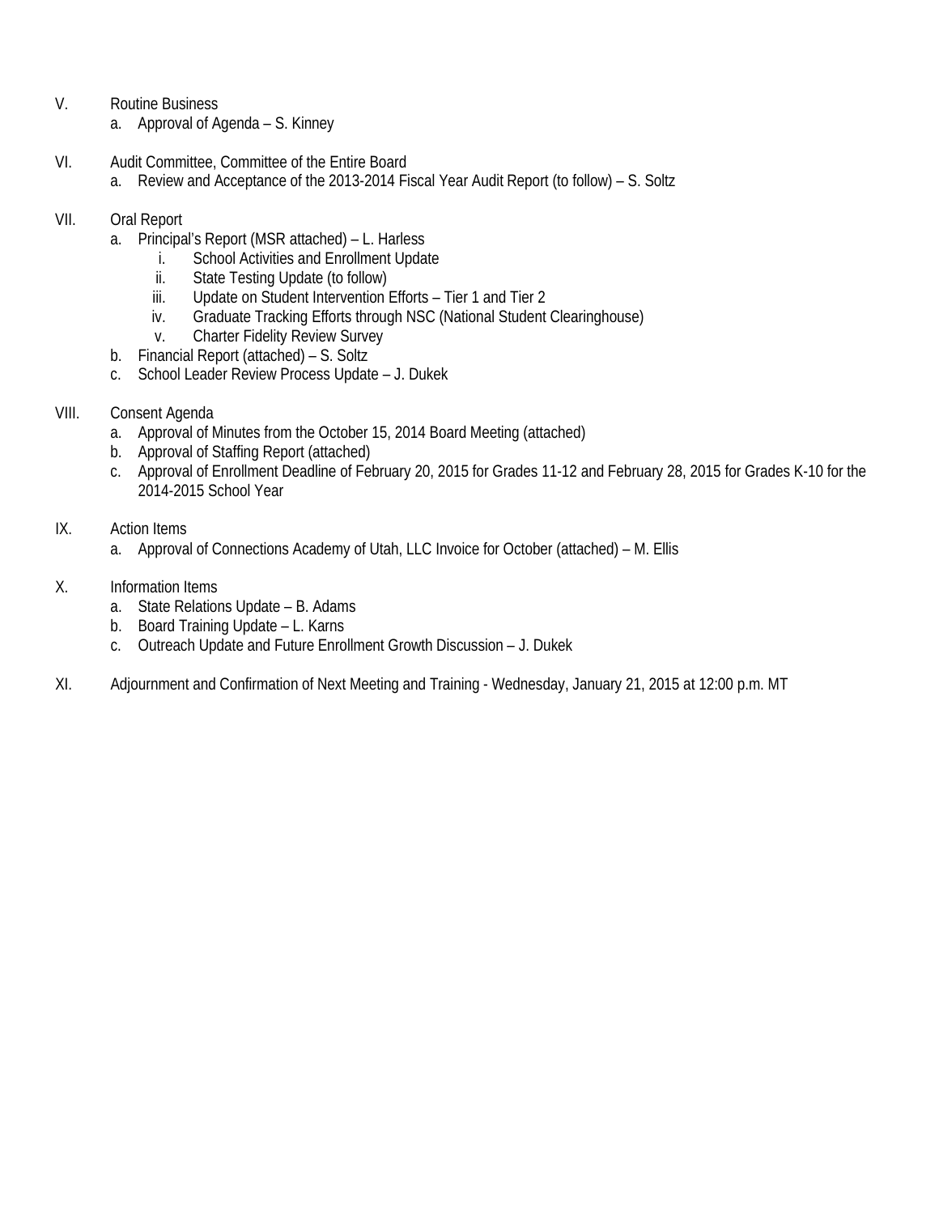V. Routine Business
   a. Approval of Agenda – S. Kinney

VI. Audit Committee, Committee of the Entire Board
   a. Review and Acceptance of the 2013-2014 Fiscal Year Audit Report (to follow) – S. Soltz

VII. Oral Report
   a. Principal's Report (MSR attached) – L. Harless
      i. School Activities and Enrollment Update
      ii. State Testing Update (to follow)
      iii. Update on Student Intervention Efforts – Tier 1 and Tier 2
      iv. Graduate Tracking Efforts through NSC (National Student Clearinghouse)
      v. Charter Fidelity Review Survey
   b. Financial Report (attached) – S. Soltz
   c. School Leader Review Process Update – J. Dukek

VIII. Consent Agenda
   a. Approval of Minutes from the October 15, 2014 Board Meeting (attached)
   b. Approval of Staffing Report (attached)
   c. Approval of Enrollment Deadline of February 20, 2015 for Grades 11-12 and February 28, 2015 for Grades K-10 for the 2014-2015 School Year

IX. Action Items
   a. Approval of Connections Academy of Utah, LLC Invoice for October (attached) – M. Ellis

X. Information Items
   a. State Relations Update – B. Adams
   b. Board Training Update – L. Karns
   c. Outreach Update and Future Enrollment Growth Discussion – J. Dukek

XI. Adjournment and Confirmation of Next Meeting and Training - Wednesday, January 21, 2015 at 12:00 p.m. MT